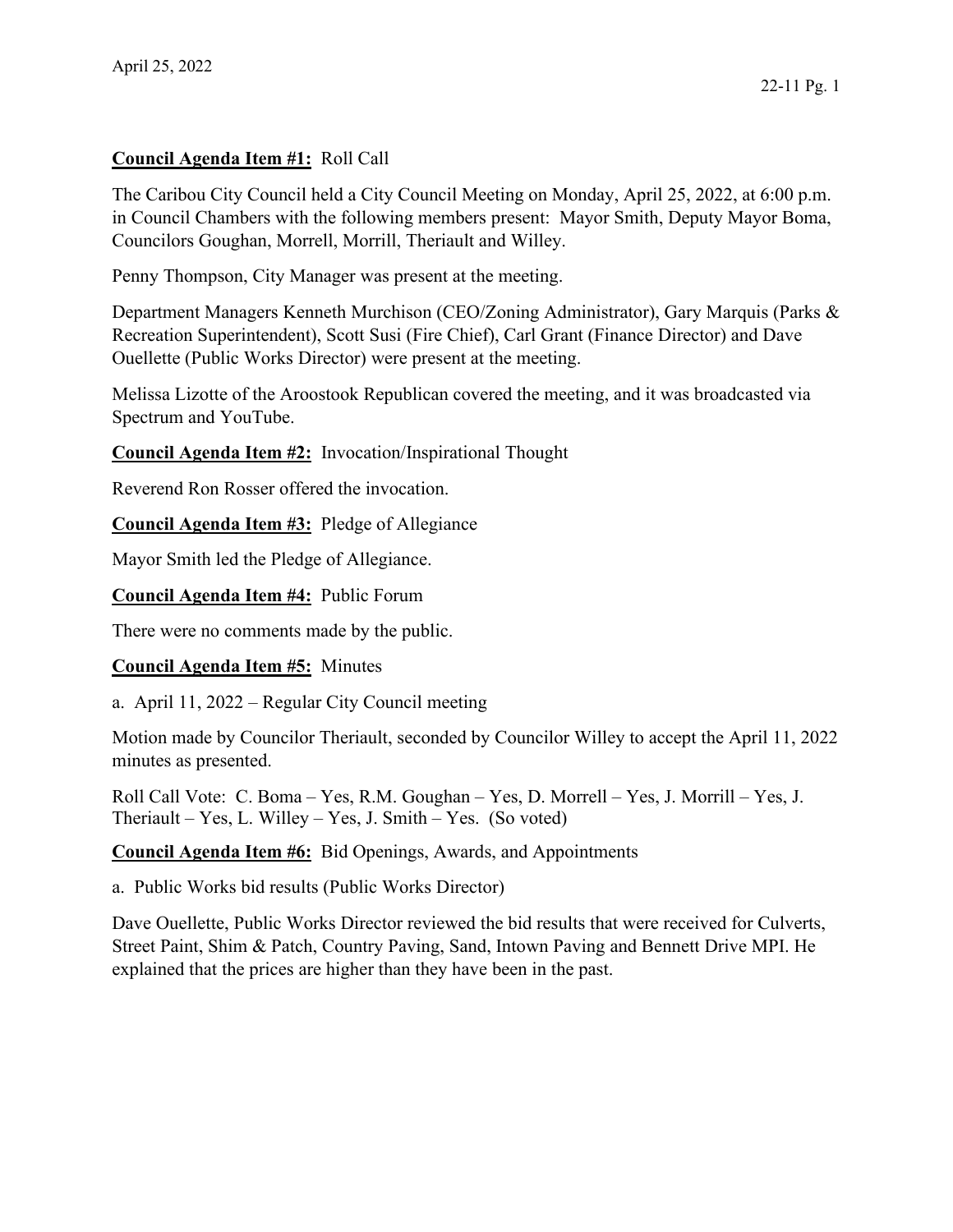April 25, 2022

**Council Agenda Item #1:** Roll Call

The Caribou City Council held a City Council Meeting on Monday, April 25, 2022, at 6:00 p.m. in Council Chambers with the following members present: Mayor Smith, Deputy Mayor Boma, Councilors Goughan, Morrell, Morrill, Theriault and Willey.

Penny Thompson, City Manager was present at the meeting.

Department Managers Kenneth Murchison (CEO/Zoning Administrator), Gary Marquis (Parks & Recreation Superintendent), Scott Susi (Fire Chief), Carl Grant (Finance Director) and Dave Ouellette (Public Works Director) were present at the meeting.

Melissa Lizotte of the Aroostook Republican covered the meeting, and it was broadcasted via Spectrum and YouTube.

**Council Agenda Item #2:** Invocation/Inspirational Thought

Reverend Ron Rosser offered the invocation.

**Council Agenda Item #3:** Pledge of Allegiance

Mayor Smith led the Pledge of Allegiance.

**Council Agenda Item #4:** Public Forum

There were no comments made by the public.

**Council Agenda Item #5:** Minutes

a. April 11, 2022 – Regular City Council meeting

Motion made by Councilor Theriault, seconded by Councilor Willey to accept the April 11, 2022 minutes as presented.

Roll Call Vote: C. Boma – Yes, R.M. Goughan – Yes, D. Morrell – Yes, J. Morrill – Yes, J. Theriault – Yes, L. Willey – Yes, J. Smith – Yes. (So voted)

**Council Agenda Item #6:** Bid Openings, Awards, and Appointments

a. Public Works bid results (Public Works Director)

Dave Ouellette, Public Works Director reviewed the bid results that were received for Culverts, Street Paint, Shim & Patch, Country Paving, Sand, Intown Paving and Bennett Drive MPI. He explained that the prices are higher than they have been in the past.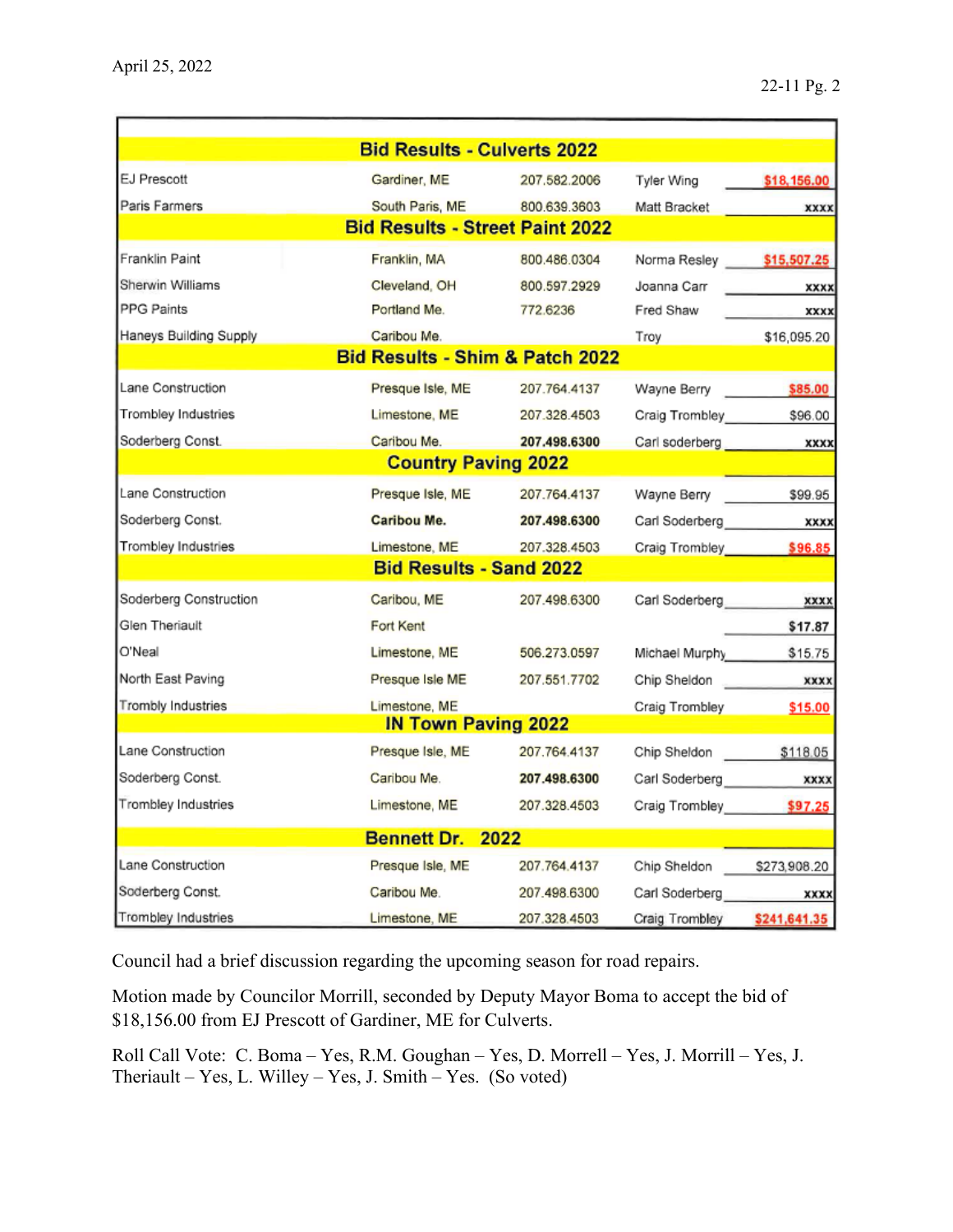April 25, 2022

| Bid Results - Culverts 2022 | | | | |
|---|---|---|---|---|
| EJ Prescott | Gardiner, ME | 207.582.2006 | Tyler Wing | $18,156.00 |
| Paris Farmers | South Paris, ME | 800.639.3603 | Matt Bracket | xxxx |
| **Bid Results - Street Paint 2022** | | | | |
| Franklin Paint | Franklin, MA | 800.486.0304 | Norma Resley | $15,507.25 |
| Sherwin Williams | Cleveland, OH | 800.597.2929 | Joanna Carr | xxxx |
| PPG Paints | Portland Me. | 772.6236 | Fred Shaw | xxxx |
| Haneys Building Supply | Caribou Me. | | Troy | $16,095.20 |
| **Bid Results - Shim & Patch 2022** | | | | |
| Lane Construction | Presque Isle, ME | 207.764.4137 | Wayne Berry | $85.00 |
| Trombley Industries | Limestone, ME | 207.328.4503 | Craig Trombley | $96.00 |
| Soderberg Const. | Caribou Me. | 207.498.6300 | Carl soderberg | xxxx |
| **Country Paving 2022** | | | | |
| Lane Construction | Presque Isle, ME | 207.764.4137 | Wayne Berry | $99.95 |
| Soderberg Const. | Caribou Me. | 207.498.6300 | Carl Soderberg | xxxx |
| Trombley Industries | Limestone, ME | 207.328.4503 | Craig Trombley | $96.85 |
| **Bid Results - Sand 2022** | | | | |
| Soderberg Construction | Caribou, ME | 207.498.6300 | Carl Soderberg | xxxx |
| Glen Theriault | Fort Kent | | | $17.87 |
| O'Neal | Limestone, ME | 506.273.0597 | Michael Murphy | $15.75 |
| North East Paving | Presque Isle ME | 207.551.7702 | Chip Sheldon | xxxx |
| Trombly Industries | Limestone, ME | | Craig Trombley | $15.00 |
| **IN Town Paving 2022** | | | | |
| Lane Construction | Presque Isle, ME | 207.764.4137 | Chip Sheldon | $118.05 |
| Soderberg Const. | Caribou Me. | 207.498.6300 | Carl Soderberg | xxxx |
| Trombley Industries | Limestone, ME | 207.328.4503 | Craig Trombley | $97.25 |
| **Bennett Dr. 2022** | | | | |
| Lane Construction | Presque Isle, ME | 207.764.4137 | Chip Sheldon | $273,908.20 |
| Soderberg Const. | Caribou Me. | 207.498.6300 | Carl Soderberg | xxxx |
| Trombley Industries | Limestone, ME | 207.328.4503 | Craig Trombley | $241,641.35 |

Council had a brief discussion regarding the upcoming season for road repairs.

Motion made by Councilor Morrill, seconded by Deputy Mayor Boma to accept the bid of $18,156.00 from EJ Prescott of Gardiner, ME for Culverts.

Roll Call Vote: C. Boma – Yes, R.M. Goughan – Yes, D. Morrell – Yes, J. Morrill – Yes, J. Theriault – Yes, L. Willey – Yes, J. Smith – Yes. (So voted)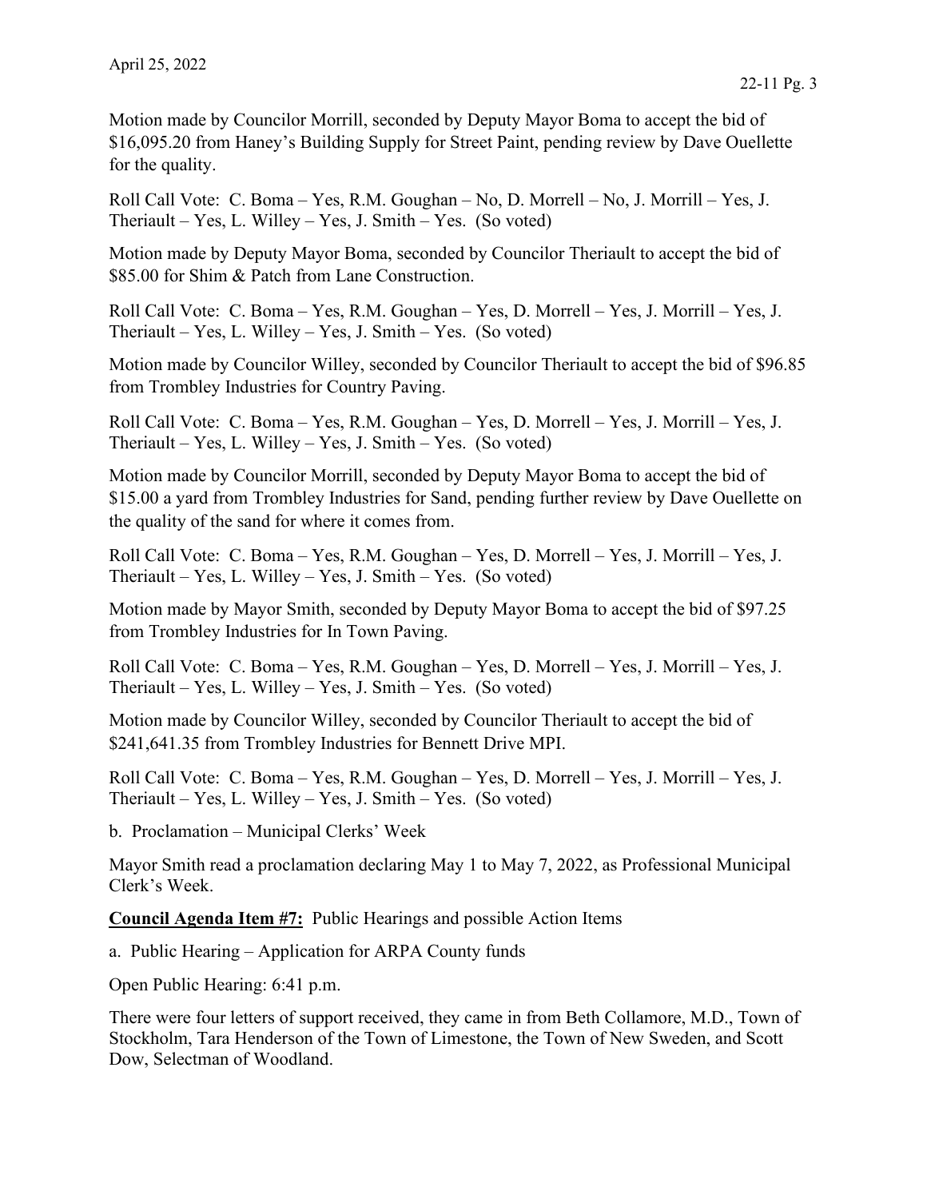Motion made by Councilor Morrill, seconded by Deputy Mayor Boma to accept the bid of $16,095.20 from Haney's Building Supply for Street Paint, pending review by Dave Ouellette for the quality.

Roll Call Vote: C. Boma – Yes, R.M. Goughan – No, D. Morrell – No, J. Morrill – Yes, J. Theriault – Yes, L. Willey – Yes, J. Smith – Yes. (So voted)

Motion made by Deputy Mayor Boma, seconded by Councilor Theriault to accept the bid of $85.00 for Shim & Patch from Lane Construction.

Roll Call Vote: C. Boma – Yes, R.M. Goughan – Yes, D. Morrell – Yes, J. Morrill – Yes, J. Theriault – Yes, L. Willey – Yes, J. Smith – Yes. (So voted)

Motion made by Councilor Willey, seconded by Councilor Theriault to accept the bid of $96.85 from Trombley Industries for Country Paving.

Roll Call Vote: C. Boma – Yes, R.M. Goughan – Yes, D. Morrell – Yes, J. Morrill – Yes, J. Theriault – Yes, L. Willey – Yes, J. Smith – Yes. (So voted)

Motion made by Councilor Morrill, seconded by Deputy Mayor Boma to accept the bid of $15.00 a yard from Trombley Industries for Sand, pending further review by Dave Ouellette on the quality of the sand for where it comes from.

Roll Call Vote: C. Boma – Yes, R.M. Goughan – Yes, D. Morrell – Yes, J. Morrill – Yes, J. Theriault – Yes, L. Willey – Yes, J. Smith – Yes. (So voted)

Motion made by Mayor Smith, seconded by Deputy Mayor Boma to accept the bid of $97.25 from Trombley Industries for In Town Paving.

Roll Call Vote: C. Boma – Yes, R.M. Goughan – Yes, D. Morrell – Yes, J. Morrill – Yes, J. Theriault – Yes, L. Willey – Yes, J. Smith – Yes. (So voted)

Motion made by Councilor Willey, seconded by Councilor Theriault to accept the bid of $241,641.35 from Trombley Industries for Bennett Drive MPI.

Roll Call Vote: C. Boma – Yes, R.M. Goughan – Yes, D. Morrell – Yes, J. Morrill – Yes, J. Theriault – Yes, L. Willey – Yes, J. Smith – Yes. (So voted)

b. Proclamation – Municipal Clerks' Week

Mayor Smith read a proclamation declaring May 1 to May 7, 2022, as Professional Municipal Clerk's Week.

**Council Agenda Item #7:** Public Hearings and possible Action Items

a. Public Hearing – Application for ARPA County funds

Open Public Hearing: 6:41 p.m.

There were four letters of support received, they came in from Beth Collamore, M.D., Town of Stockholm, Tara Henderson of the Town of Limestone, the Town of New Sweden, and Scott Dow, Selectman of Woodland.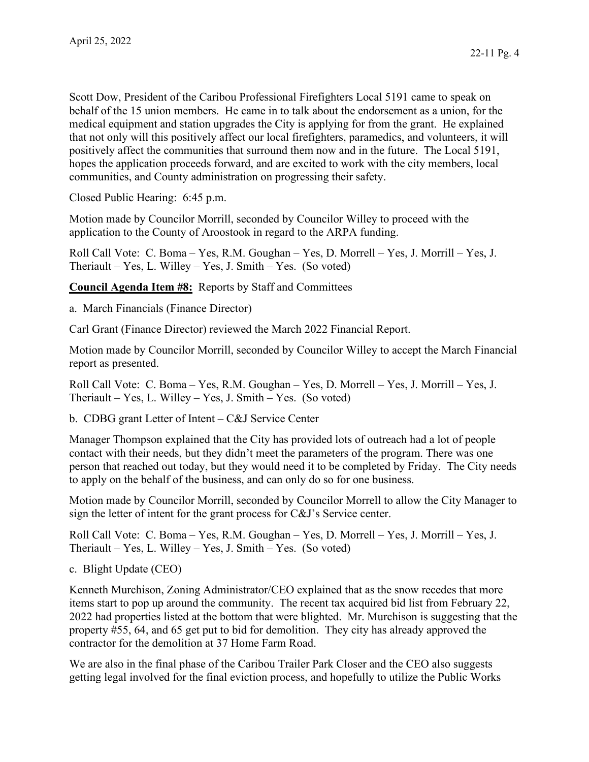Scott Dow, President of the Caribou Professional Firefighters Local 5191 came to speak on behalf of the 15 union members. He came in to talk about the endorsement as a union, for the medical equipment and station upgrades the City is applying for from the grant. He explained that not only will this positively affect our local firefighters, paramedics, and volunteers, it will positively affect the communities that surround them now and in the future. The Local 5191, hopes the application proceeds forward, and are excited to work with the city members, local communities, and County administration on progressing their safety.

Closed Public Hearing: 6:45 p.m.

Motion made by Councilor Morrill, seconded by Councilor Willey to proceed with the application to the County of Aroostook in regard to the ARPA funding.

Roll Call Vote: C. Boma – Yes, R.M. Goughan – Yes, D. Morrell – Yes, J. Morrill – Yes, J. Theriault – Yes, L. Willey – Yes, J. Smith – Yes. (So voted)

**Council Agenda Item #8:** Reports by Staff and Committees

a. March Financials (Finance Director)

Carl Grant (Finance Director) reviewed the March 2022 Financial Report.

Motion made by Councilor Morrill, seconded by Councilor Willey to accept the March Financial report as presented.

Roll Call Vote: C. Boma – Yes, R.M. Goughan – Yes, D. Morrell – Yes, J. Morrill – Yes, J. Theriault – Yes, L. Willey – Yes, J. Smith – Yes. (So voted)

b. CDBG grant Letter of Intent – C&J Service Center

Manager Thompson explained that the City has provided lots of outreach had a lot of people contact with their needs, but they didn't meet the parameters of the program. There was one person that reached out today, but they would need it to be completed by Friday. The City needs to apply on the behalf of the business, and can only do so for one business.

Motion made by Councilor Morrill, seconded by Councilor Morrell to allow the City Manager to sign the letter of intent for the grant process for C&J's Service center.

Roll Call Vote: C. Boma – Yes, R.M. Goughan – Yes, D. Morrell – Yes, J. Morrill – Yes, J. Theriault – Yes, L. Willey – Yes, J. Smith – Yes. (So voted)

c. Blight Update (CEO)

Kenneth Murchison, Zoning Administrator/CEO explained that as the snow recedes that more items start to pop up around the community. The recent tax acquired bid list from February 22, 2022 had properties listed at the bottom that were blighted. Mr. Murchison is suggesting that the property #55, 64, and 65 get put to bid for demolition. They city has already approved the contractor for the demolition at 37 Home Farm Road.

We are also in the final phase of the Caribou Trailer Park Closer and the CEO also suggests getting legal involved for the final eviction process, and hopefully to utilize the Public Works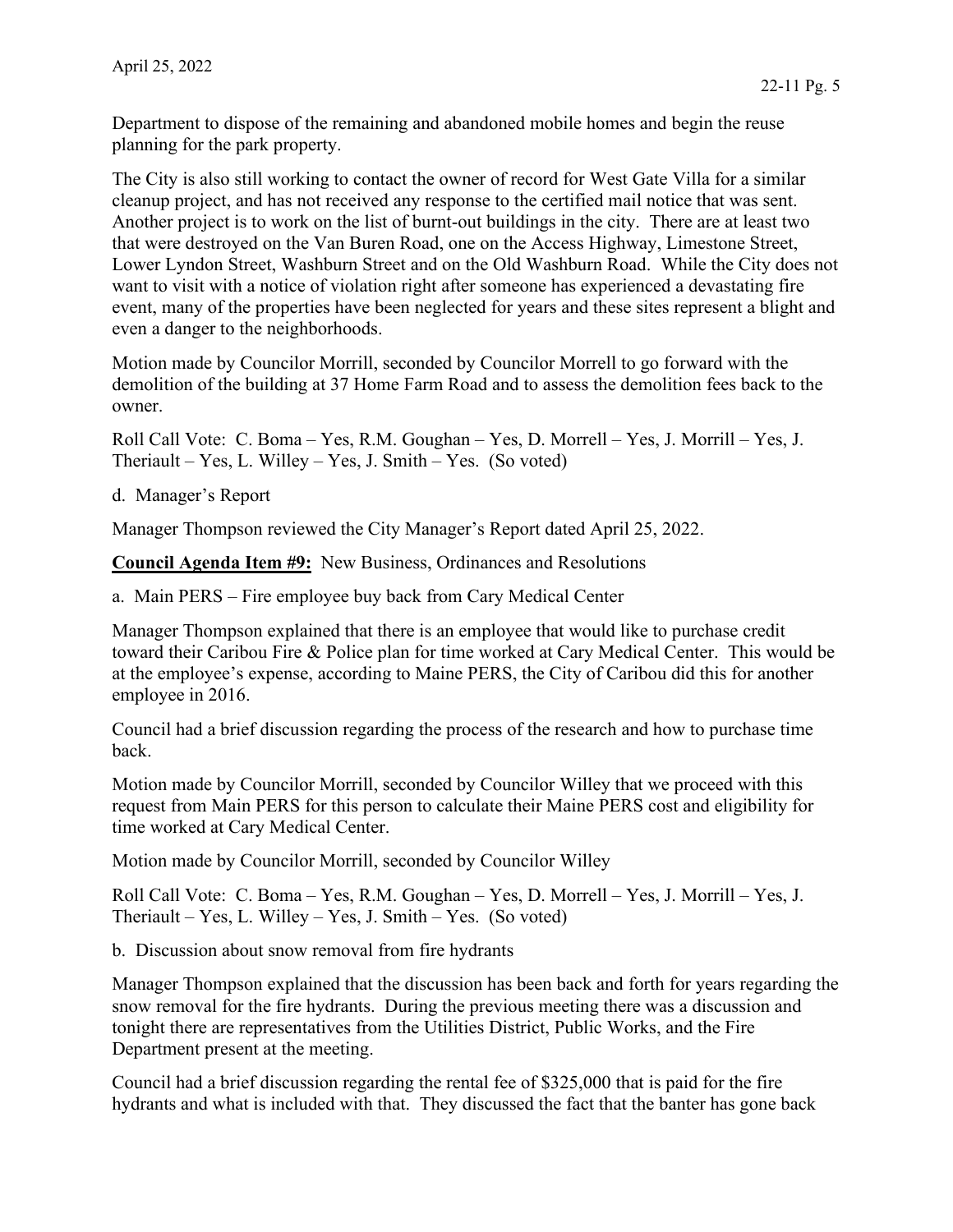Department to dispose of the remaining and abandoned mobile homes and begin the reuse planning for the park property.

The City is also still working to contact the owner of record for West Gate Villa for a similar cleanup project, and has not received any response to the certified mail notice that was sent. Another project is to work on the list of burnt-out buildings in the city. There are at least two that were destroyed on the Van Buren Road, one on the Access Highway, Limestone Street, Lower Lyndon Street, Washburn Street and on the Old Washburn Road. While the City does not want to visit with a notice of violation right after someone has experienced a devastating fire event, many of the properties have been neglected for years and these sites represent a blight and even a danger to the neighborhoods.

Motion made by Councilor Morrill, seconded by Councilor Morrell to go forward with the demolition of the building at 37 Home Farm Road and to assess the demolition fees back to the owner.

Roll Call Vote: C. Boma – Yes, R.M. Goughan – Yes, D. Morrell – Yes, J. Morrill – Yes, J. Theriault – Yes, L. Willey – Yes, J. Smith – Yes. (So voted)

d. Manager's Report

Manager Thompson reviewed the City Manager's Report dated April 25, 2022.

**Council Agenda Item #9:** New Business, Ordinances and Resolutions

a. Main PERS – Fire employee buy back from Cary Medical Center

Manager Thompson explained that there is an employee that would like to purchase credit toward their Caribou Fire & Police plan for time worked at Cary Medical Center. This would be at the employee's expense, according to Maine PERS, the City of Caribou did this for another employee in 2016.

Council had a brief discussion regarding the process of the research and how to purchase time back.

Motion made by Councilor Morrill, seconded by Councilor Willey that we proceed with this request from Main PERS for this person to calculate their Maine PERS cost and eligibility for time worked at Cary Medical Center.

Motion made by Councilor Morrill, seconded by Councilor Willey

Roll Call Vote: C. Boma – Yes, R.M. Goughan – Yes, D. Morrell – Yes, J. Morrill – Yes, J. Theriault – Yes, L. Willey – Yes, J. Smith – Yes. (So voted)

b. Discussion about snow removal from fire hydrants

Manager Thompson explained that the discussion has been back and forth for years regarding the snow removal for the fire hydrants. During the previous meeting there was a discussion and tonight there are representatives from the Utilities District, Public Works, and the Fire Department present at the meeting.

Council had a brief discussion regarding the rental fee of $325,000 that is paid for the fire hydrants and what is included with that. They discussed the fact that the banter has gone back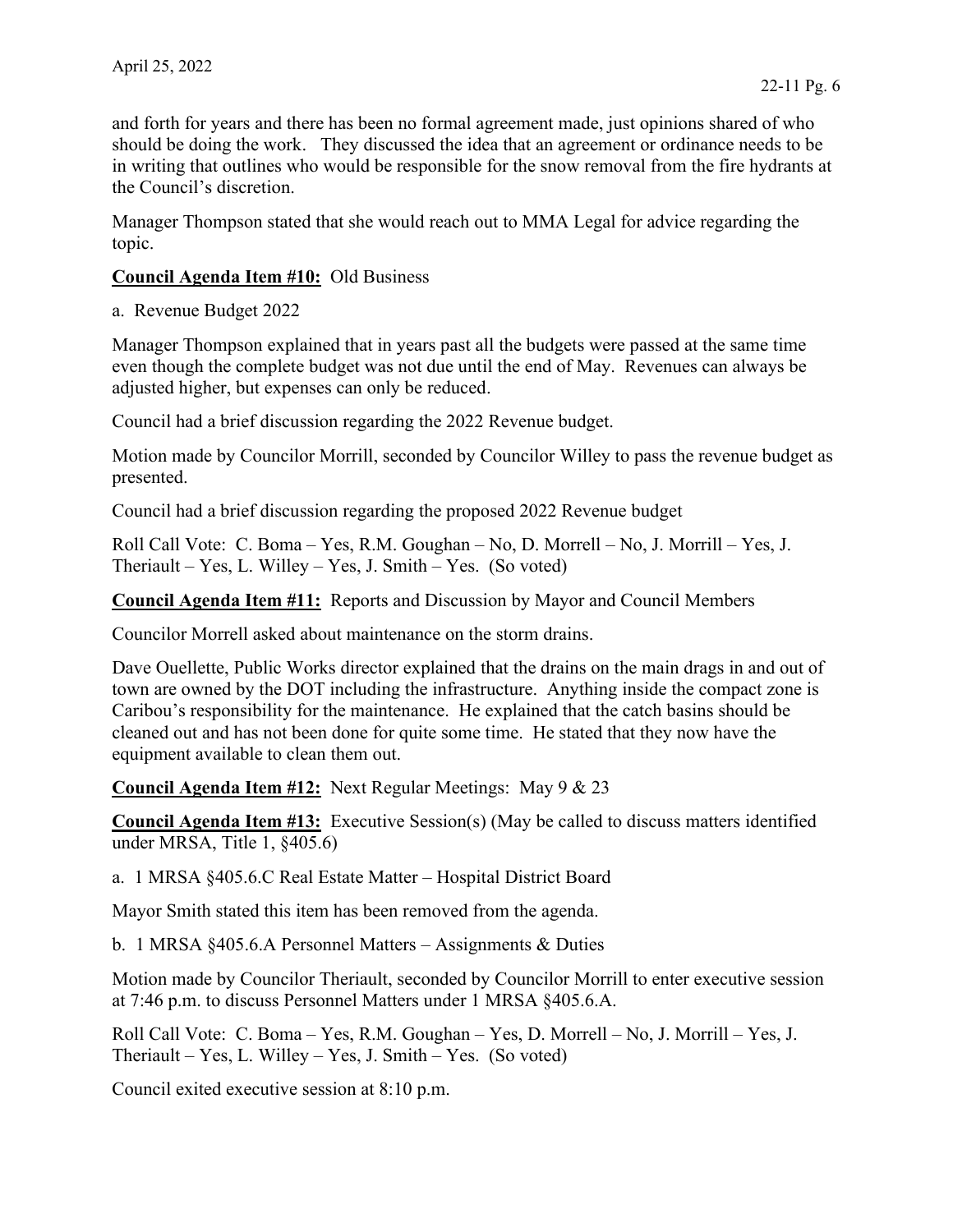and forth for years and there has been no formal agreement made, just opinions shared of who should be doing the work. They discussed the idea that an agreement or ordinance needs to be in writing that outlines who would be responsible for the snow removal from the fire hydrants at the Council's discretion.

Manager Thompson stated that she would reach out to MMA Legal for advice regarding the topic.

**Council Agenda Item #10:** Old Business

a. Revenue Budget 2022

Manager Thompson explained that in years past all the budgets were passed at the same time even though the complete budget was not due until the end of May. Revenues can always be adjusted higher, but expenses can only be reduced.

Council had a brief discussion regarding the 2022 Revenue budget.

Motion made by Councilor Morrill, seconded by Councilor Willey to pass the revenue budget as presented.

Council had a brief discussion regarding the proposed 2022 Revenue budget

Roll Call Vote: C. Boma – Yes, R.M. Goughan – No, D. Morrell – No, J. Morrill – Yes, J. Theriault – Yes, L. Willey – Yes, J. Smith – Yes. (So voted)

**Council Agenda Item #11:** Reports and Discussion by Mayor and Council Members

Councilor Morrell asked about maintenance on the storm drains.

Dave Ouellette, Public Works director explained that the drains on the main drags in and out of town are owned by the DOT including the infrastructure. Anything inside the compact zone is Caribou's responsibility for the maintenance. He explained that the catch basins should be cleaned out and has not been done for quite some time. He stated that they now have the equipment available to clean them out.

**Council Agenda Item #12:** Next Regular Meetings: May 9 & 23

**Council Agenda Item #13:** Executive Session(s) (May be called to discuss matters identified under MRSA, Title 1, §405.6)

a. 1 MRSA §405.6.C Real Estate Matter – Hospital District Board

Mayor Smith stated this item has been removed from the agenda.

b. 1 MRSA §405.6.A Personnel Matters – Assignments & Duties

Motion made by Councilor Theriault, seconded by Councilor Morrill to enter executive session at 7:46 p.m. to discuss Personnel Matters under 1 MRSA §405.6.A.

Roll Call Vote: C. Boma – Yes, R.M. Goughan – Yes, D. Morrell – No, J. Morrill – Yes, J. Theriault – Yes, L. Willey – Yes, J. Smith – Yes. (So voted)

Council exited executive session at 8:10 p.m.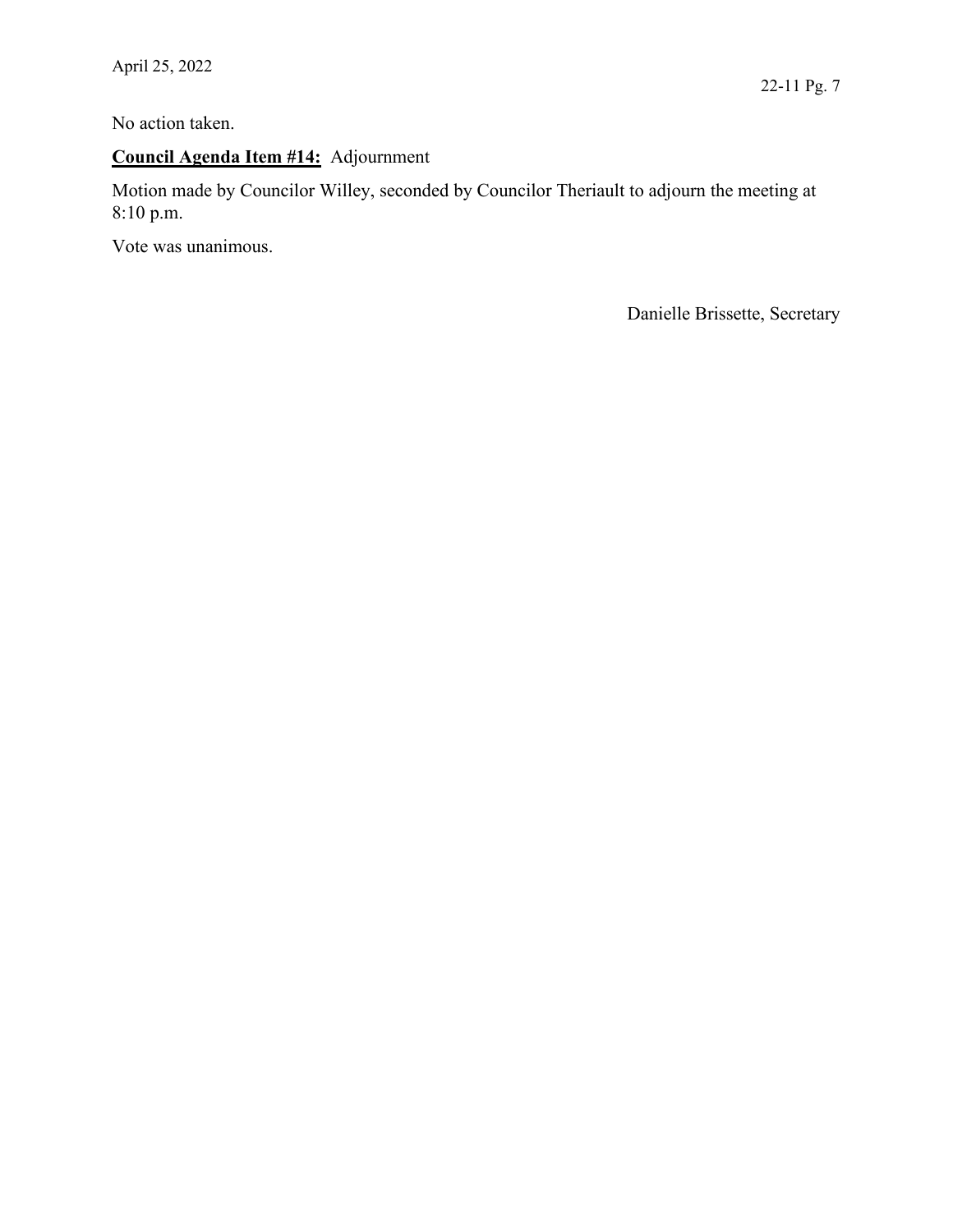No action taken.

**Council Agenda Item #14:** Adjournment

Motion made by Councilor Willey, seconded by Councilor Theriault to adjourn the meeting at 8:10 p.m.

Vote was unanimous.

Danielle Brissette, Secretary